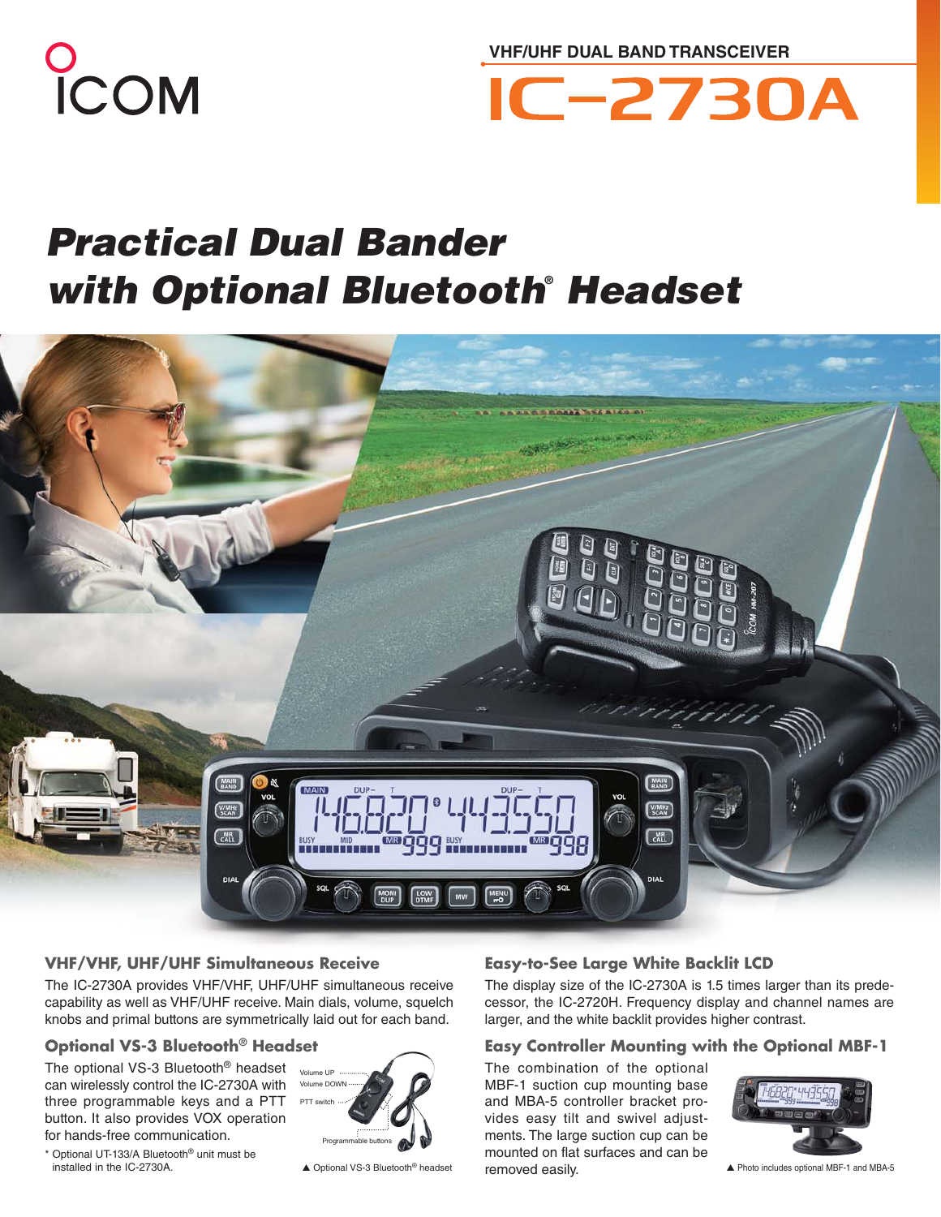ICOM

VHF/UHF DUAL BAND TRANSCEIVER

# IC-2730A

## Practical Dual Bander with Optional Bluetooth® Headset

### VHF/VHF, UHF/UHF Simultaneous Receive

The IC-2730A provides VHF/VHF, UHF/UHF simultaneous receive capability as well as VHF/UHF receive. Main dials, volume, squelch knobs and primal buttons are symmetrically laid out for each band.

### Optional VS-3 Bluetooth® Headset

The optional VS-3 Bluetooth® headset can wirelessly control the IC-2730A with three programmable keys and a PTT button. It also provides VOX operation for hands-free communication.

\* Optional UT-133/A Bluetooth® unit must be installed in the IC-2730A.

Volume UP
Volume DOWN
PTT switch
Programmable buttons

▲ Optional VS-3 Bluetooth® headset

### Easy-to-See Large White Backlit LCD

The display size of the IC-2730A is 1.5 times larger than its predecessor, the IC-2720H. Frequency display and channel names are larger, and the white backlit provides higher contrast.

### Easy Controller Mounting with the Optional MBF-1

The combination of the optional MBF-1 suction cup mounting base and MBA-5 controller bracket provides easy tilt and swivel adjustments. The large suction cup can be mounted on flat surfaces and can be removed easily.

▲ Photo includes optional MBF-1 and MBA-5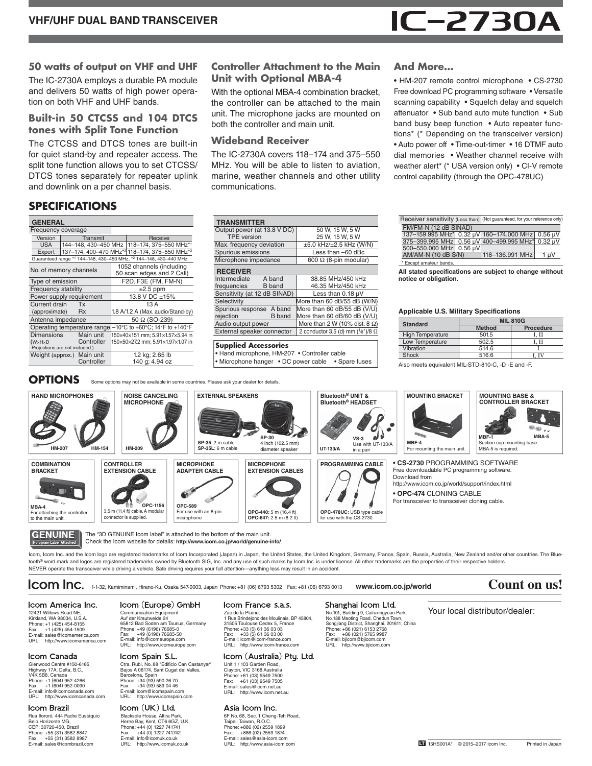# VHF/UHF DUAL BAND TRANSCEIVER IC-2730A

### 50 watts of output on VHF and UHF

The IC-2730A employs a durable PA module and delivers 50 watts of high power operation on both VHF and UHF bands.

### Built-in 50 CTCSS and 104 DTCS tones with Split Tone Function

The CTCSS and DTCS tones are built-in for quiet stand-by and repeater access. The split tone function allows you to set CTCSS/ DTCS tones separately for repeater uplink and downlink on a per channel basis.

### Controller Attachment to the Main Unit with Optional MBA-4

With the optional MBA-4 combination bracket, the controller can be attached to the main unit. The microphone jacks are mounted on both the controller and main unit.

### Wideband Receiver

The IC-2730A covers 118–174 and 375–550 MHz. You will be able to listen to aviation, marine, weather channels and other utility communications.

### And More...

• HM-207 remote control microphone • CS-2730 Free download PC programming software • Versatile scanning capability • Squelch delay and squelch attenuator • Sub band auto mute function • Sub band busy beep function • Auto repeater functions* (* Depending on the transceiver version) • Auto power off • Time-out-timer • 16 DTMF auto dial memories • Weather channel receive with weather alert* (* USA version only) • CI-V remote control capability (through the OPC-478UC)

## SPECIFICATIONS

**GENERAL**

| Frequency coverage | | |
|---|---|---|
| Version | Transmit | Receive |
| USA | 144–148, 430–450 MHz | 118–174, 375–550 MHz*1 |
| Export | 137–174, 400–470 MHz*2 | 118–174, 375–550 MHz*2 |

Guaranteed range *1 144–148, 430–450 MHz, *2 144–148, 430–440 MHz

| | |
|---|---|
| No. of memory channels | 1052 channels (including 50 scan edges and 2 Call) |
| Type of emission | F2D, F3E (FM, FM-N) |
| Frequency stability | ±2.5 ppm |
| Power supply requirement | 13.8 V DC ±15% |
| Current drain (approximate) Tx | 13 A |
| Current drain (approximate) Rx | 1.8 A/1.2 A (Max. audio/Stand-by) |
| Antenna impedance | 50 Ω (SO-239) |
| Operating temperature range | –10°C to +60°C; 14°F to +140°F |
| Dimensions (W×H×D, Projections are not included.) Main unit | 150×40×151 mm; 5.91×1.57×5.94 in |
| Dimensions Controller | 150×50×27.2 mm; 5.91×1.97×1.07 in |
| Weight (approx.) Main unit | 1.2 kg; 2.65 lb |
| Weight (approx.) Controller | 140 g; 4.94 oz |

**TRANSMITTER**

| | |
|---|---|
| Output power (at 13.8 V DC) | 50 W, 15 W, 5 W |
| TPE version | 25 W, 15 W, 5 W |
| Max. frequency deviation | ±5.0 kHz/±2.5 kHz (W/N) |
| Spurious emissions | Less than –60 dBc |
| Microphone impedance | 600 Ω (8-pin modular) |

**RECEIVER**

| | |
|---|---|
| Intermediate frequencies A band | 38.85 MHz/450 kHz |
| Intermediate frequencies B band | 46.35 MHz/450 kHz |
| Sensitivity (at 12 dB SINAD) | Less than 0.18 μV |
| Selectivity | More than 60 dB/55 dB (W/N) |
| Spurious response rejection A band | More than 60 dB/55 dB (V/U) |
| Spurious response rejection B band | More than 60 dB/60 dB (V/U) |
| Audio output power | More than 2 W (10% dist. 8 Ω) |
| External speaker connector | 2 conductor 3.5 (d) mm (⅛")/8 Ω |

**Supplied Accessories**

• Hand microphone, HM-207 • Controller cable
• Microphone hanger • DC power cable • Spare fuses

Receiver sensitivity (Less than) (Not guaranteed, for your reference only)

| FM/FM-N (12 dB SINAD) | | | |
|---|---|---|---|
| 137–159.995 MHz* | 0.32 μV | 160–174.000 MHz | 0.56 μV |
| 375–399.995 MHz | 0.56 μV | 400–499.995 MHz* | 0.32 μV |
| 500–550.000 MHz | 0.56 μV | | |
| AM/AM-N (10 dB S/N) | | 118–136.991 MHz | 1 μV |

* Except amateur bands.

**All stated specifications are subject to change without notice or obligation.**

**Applicable U.S. Military Specifications**

| Standard | MIL 810G | |
|---|---|---|
| | Method | Procedure |
| High Temperature | 501.5 | I, II |
| Low Temperature | 502.5 | I, II |
| Vibration | 514.6 | I |
| Shock | 516.6 | I, IV |

Also meets equivalent MIL-STD-810-C, -D -E and -F.

## OPTIONS

Some options may not be available in some countries. Please ask your dealer for details.

**HAND MICROPHONES**
HM-207 HM-154

**NOISE CANCELING MICROPHONE**
HM-209

**EXTERNAL SPEAKERS**
SP-35: 2 m cable
SP-35L: 6 m cable
SP-30 4 inch (102.5 mm) diameter speaker

**Bluetooth® UNIT & Bluetooth® HEADSET**
UT-133/A
VS-3 Use with UT-133/A in a pair

**MOUNTING BRACKET**
MBF-4 For mounting the main unit.

**MOUNTING BASE & CONTROLLER BRACKET**
MBF-1 MBA-5
Suction cup mounting base. MBA-5 is required.

**COMBINATION BRACKET**
MBA-4 For attaching the controller to the main unit.

**CONTROLLER EXTENSION CABLE**
OPC-1156
3.5 m (11.4 ft) cable. A modular connector is supplied.

**MICROPHONE ADAPTER CABLE**
OPC-589 For use with an 8-pin microphone

**MICROPHONE EXTENSION CABLES**
OPC-440: 5 m (16.4 ft)
OPC-647: 2.5 m (8.2 ft)

**PROGRAMMING CABLE**
OPC-478UC: USB type cable for use with the CS-2730.

• **CS-2730** PROGRAMMING SOFTWARE
Free downloadable PC programming software.
Download from
http://www.icom.co.jp/world/support/index.html

• **OPC-474** CLONING CABLE
For transceiver to transceiver cloning cable.

GENUINE Hologram Label Attached — The "3D GENUINE Icom label" is attached to the bottom of the main unit.
Check the Icom website for details: **http://www.icom.co.jp/world/genuine-info/**

Icom, Icom Inc. and the Icom logo are registered trademarks of Icom Incorporated (Japan) in Japan, the United States, the United Kingdom, Germany, France, Spain, Russia, Australia, New Zealand and/or other countries. The Bluetooth® word mark and logos are registered trademarks owned by Bluetooth SIG, Inc. and any use of such marks by Icom Inc. is under license. All other trademarks are the properties of their respective holders.
NEVER operate the transceiver while driving a vehicle. Safe driving requires your full attention—anything less may result in an accident.

**Icom Inc.** 1-1-32, Kamiminami, Hirano-Ku, Osaka 547-0003, Japan Phone: +81 (06) 6793 5302 Fax: +81 (06) 6793 0013 **www.icom.co.jp/world** **Count on us!**

**Icom America Inc.**
12421 Willows Road NE,
Kirkland, WA 98034, U.S.A.
Phone: +1 (425) 454-8155
Fax: +1 (425) 454-1509
E-mail: sales@icomamerica.com
URL: http://www.icomamerica.com

**Icom Canada**
Glenwood Centre #150-6165
Highway 17A, Delta, B.C.,
V4K 5B8, Canada
Phone: +1 (604) 952-4266
Fax: +1 (604) 952-0090
E-mail: info@icomcanada.com
URL: http://www.icomcanada.com

**Icom Brazil**
Rua Itororó, 444 Padre Eustáquio
Belo Horizonte MG,
CEP: 30720-450, Brazil
Phone: +55 (31) 3582 8847
Fax: +55 (31) 3582 8987
E-mail: sales@icombrazil.com

**Icom (Europe) GmbH**
Communication Equipment
Auf der Krautweide 24
65812 Bad Soden am Taunus, Germany
Phone: +49 (6196) 76685-0
Fax: +49 (6196) 76685-50
E-mail: info@icomeurope.com
URL: http://www.icomeurope.com

**Icom Spain S.L.**
Ctra. Rubi, No. 88 "Edificio Can Castanyer"
Bajos A 08174, Sant Cugat del Valles,
Barcelona, Spain
Phone: +34 (93) 590 26 70
Fax: +34 (93) 589 04 46
E-mail: icom@icomspain.com
URL: http://www.icomspain.com

**Icom (UK) Ltd.**
Blacksole House, Altira Park,
Herne Bay, Kent, CT6 6GZ, U.K.
Phone: +44 (0) 1227 741741
Fax: +44 (0) 1227 741742
E-mail: info@icomuk.co.uk
URL: http://www.icomuk.co.uk

**Icom France s.a.s.**
Zac de la Plaine,
1 Rue Brindejonc des Moulinais, BP 45804,
31505 Toulouse Cedex 5, France
Phone: +33 (5) 61 36 03 03
Fax: +33 (5) 61 36 03 00
E-mail: icom@icom-france.com
URL: http://www.icom-france.com

**Icom (Australia) Pty. Ltd.**
Unit 1 / 103 Garden Road,
Clayton, VIC 3168 Australia
Phone: +61 (03) 9549 7500
Fax: +61 (03) 9549 7505
E-mail: sales@icom.net.au
URL: http://www.icom.net.au

**Asia Icom Inc.**
6F No. 68, Sec. 1 Cheng-Teh Road,
Taipei, Taiwan, R.O.C.
Phone: +886 (02) 2559 1899
Fax: +886 (02) 2559 1874
E-mail: sales@asia-icom.com
URL: http://www.asia-icom.com

**Shanghai Icom Ltd.**
No.101, Building 9, Caifuxingyuan Park,
No.188 Maoting Road, Chedun Town,
Songjiang District, Shanghai, 201611, China
Phone: +86 (021) 6153 2768
Fax: +86 (021) 5765 9987
E-mail: bjicom@bjicom.com
URL: http://www.bjicom.com

Your local distributor/dealer:

15HS001A* © 2015–2017 Icom Inc. Printed in Japan